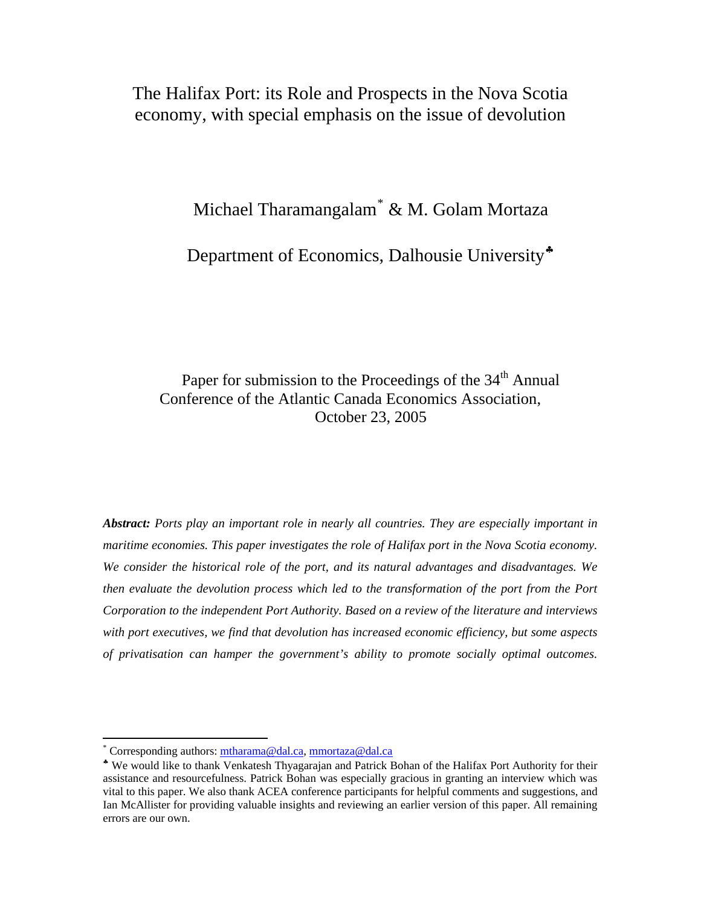# The Halifax Port: its Role and Prospects in the Nova Scotia economy, with special emphasis on the issue of devolution

Michael Tharamangalam[*] & M. Golam Mortaza

Department of Economics, Dalhousie University[♣]

Paper for submission to the Proceedings of the 34th Annual Conference of the Atlantic Canada Economics Association, October 23, 2005

***Abstract:*** *Ports play an important role in nearly all countries. They are especially important in maritime economies. This paper investigates the role of Halifax port in the Nova Scotia economy. We consider the historical role of the port, and its natural advantages and disadvantages. We then evaluate the devolution process which led to the transformation of the port from the Port Corporation to the independent Port Authority. Based on a review of the literature and interviews with port executives, we find that devolution has increased economic efficiency, but some aspects of privatisation can hamper the government's ability to promote socially optimal outcomes.*

---

[*] Corresponding authors: mtharama@dal.ca, mmortaza@dal.ca

[♣] We would like to thank Venkatesh Thyagarajan and Patrick Bohan of the Halifax Port Authority for their assistance and resourcefulness. Patrick Bohan was especially gracious in granting an interview which was vital to this paper. We also thank ACEA conference participants for helpful comments and suggestions, and Ian McAllister for providing valuable insights and reviewing an earlier version of this paper. All remaining errors are our own.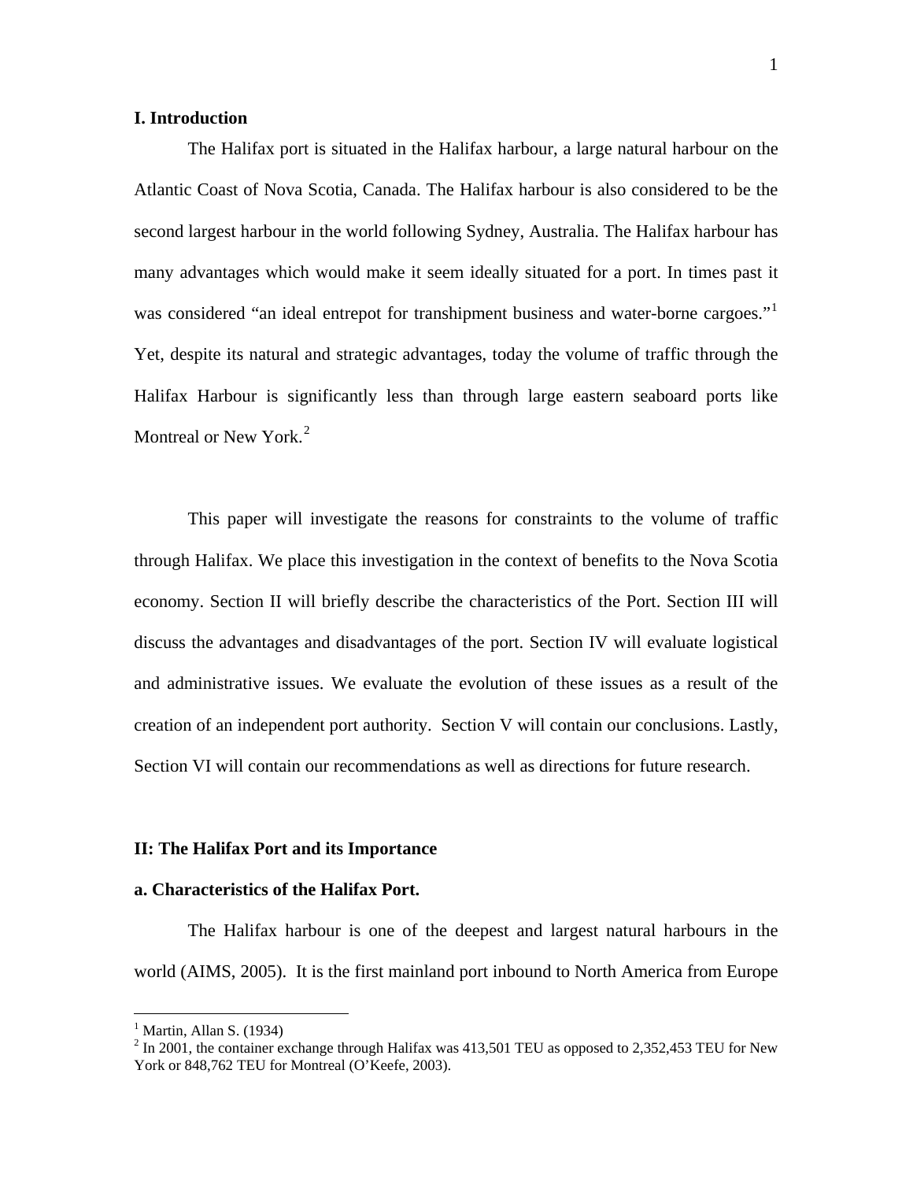## I. Introduction

The Halifax port is situated in the Halifax harbour, a large natural harbour on the Atlantic Coast of Nova Scotia, Canada. The Halifax harbour is also considered to be the second largest harbour in the world following Sydney, Australia. The Halifax harbour has many advantages which would make it seem ideally situated for a port. In times past it was considered "an ideal entrepot for transhipment business and water-borne cargoes."[1] Yet, despite its natural and strategic advantages, today the volume of traffic through the Halifax Harbour is significantly less than through large eastern seaboard ports like Montreal or New York.[2]

This paper will investigate the reasons for constraints to the volume of traffic through Halifax. We place this investigation in the context of benefits to the Nova Scotia economy. Section II will briefly describe the characteristics of the Port. Section III will discuss the advantages and disadvantages of the port. Section IV will evaluate logistical and administrative issues. We evaluate the evolution of these issues as a result of the creation of an independent port authority. Section V will contain our conclusions. Lastly, Section VI will contain our recommendations as well as directions for future research.

## II: The Halifax Port and its Importance

### a. Characteristics of the Halifax Port.

The Halifax harbour is one of the deepest and largest natural harbours in the world (AIMS, 2005). It is the first mainland port inbound to North America from Europe

---

[1] Martin, Allan S. (1934)

[2] In 2001, the container exchange through Halifax was 413,501 TEU as opposed to 2,352,453 TEU for New York or 848,762 TEU for Montreal (O'Keefe, 2003).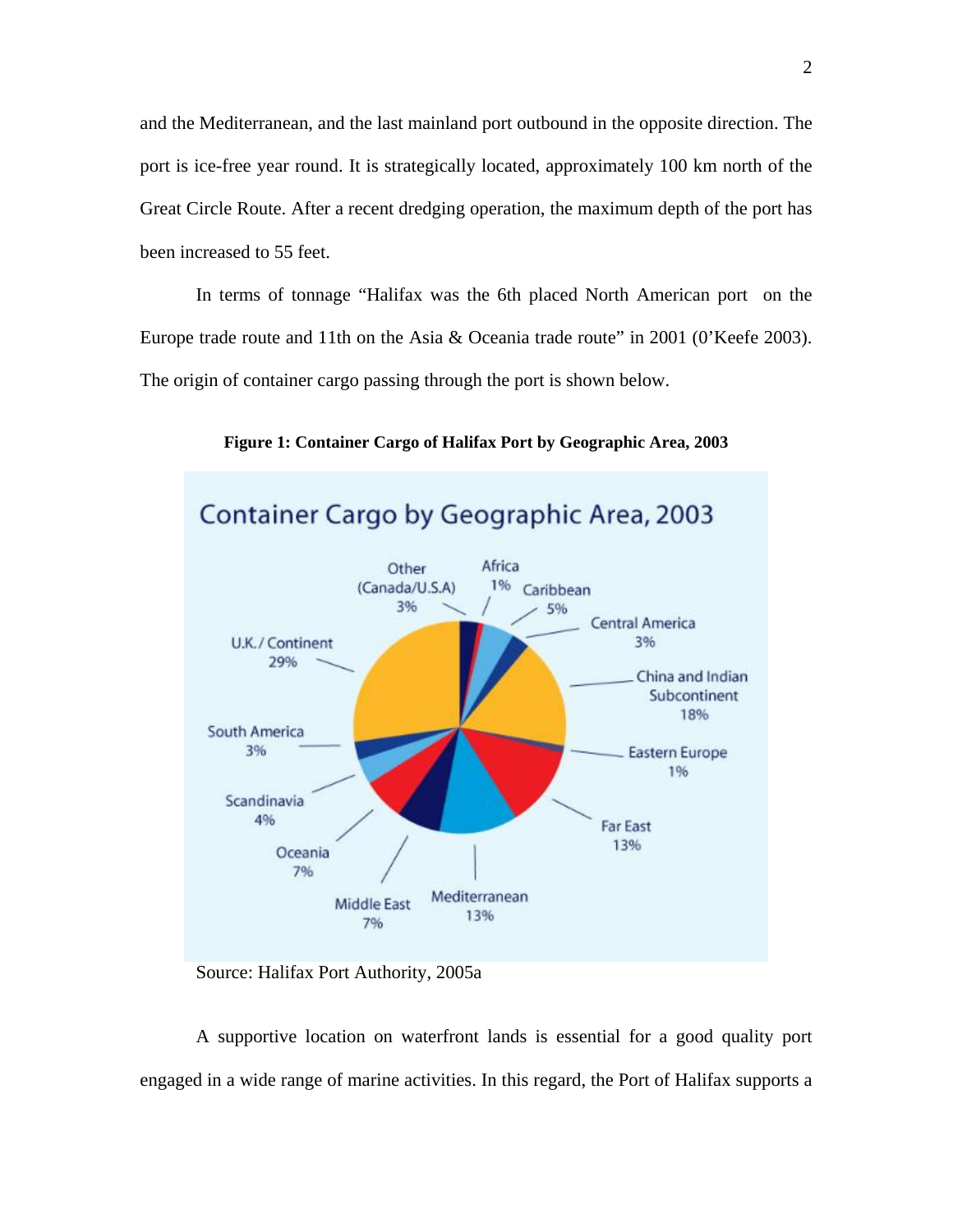and the Mediterranean, and the last mainland port outbound in the opposite direction. The port is ice-free year round. It is strategically located, approximately 100 km north of the Great Circle Route. After a recent dredging operation, the maximum depth of the port has been increased to 55 feet.

In terms of tonnage "Halifax was the 6th placed North American port on the Europe trade route and 11th on the Asia & Oceania trade route" in 2001 (0'Keefe 2003). The origin of container cargo passing through the port is shown below.

**Figure 1: Container Cargo of Halifax Port by Geographic Area, 2003**

Container Cargo by Geographic Area, 2003

Other (Canada/U.S.A) 3%
Africa 1%
Caribbean 5%
Central America 3%
China and Indian Subcontinent 18%
Eastern Europe 1%
Far East 13%
Mediterranean 13%
Middle East 7%
Oceania 7%
Scandinavia 4%
South America 3%
U.K./Continent 29%

Source: Halifax Port Authority, 2005a

A supportive location on waterfront lands is essential for a good quality port engaged in a wide range of marine activities. In this regard, the Port of Halifax supports a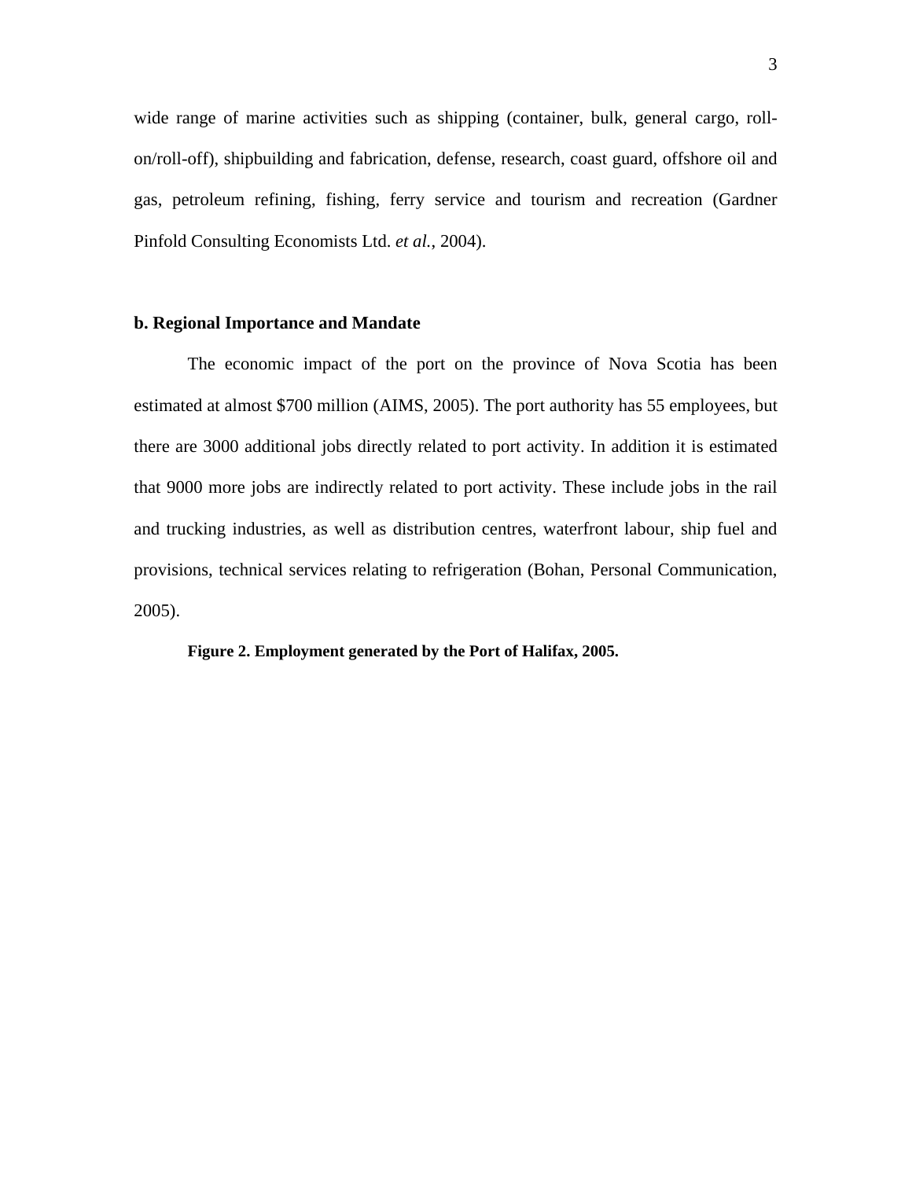wide range of marine activities such as shipping (container, bulk, general cargo, roll-on/roll-off), shipbuilding and fabrication, defense, research, coast guard, offshore oil and gas, petroleum refining, fishing, ferry service and tourism and recreation (Gardner Pinfold Consulting Economists Ltd. *et al.*, 2004).

### b. Regional Importance and Mandate

The economic impact of the port on the province of Nova Scotia has been estimated at almost $700 million (AIMS, 2005). The port authority has 55 employees, but there are 3000 additional jobs directly related to port activity. In addition it is estimated that 9000 more jobs are indirectly related to port activity. These include jobs in the rail and trucking industries, as well as distribution centres, waterfront labour, ship fuel and provisions, technical services relating to refrigeration (Bohan, Personal Communication, 2005).

**Figure 2. Employment generated by the Port of Halifax, 2005.**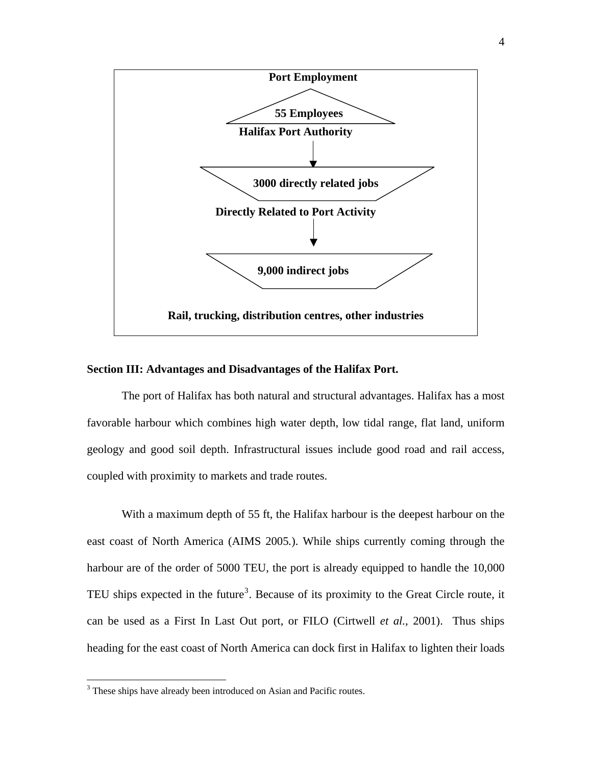**Port Employment**

**55 Employees**

**Halifax Port Authority**

**3000 directly related jobs**

**Directly Related to Port Activity**

**9,000 indirect jobs**

**Rail, trucking, distribution centres, other industries**

### Section III: Advantages and Disadvantages of the Halifax Port.

The port of Halifax has both natural and structural advantages. Halifax has a most favorable harbour which combines high water depth, low tidal range, flat land, uniform geology and good soil depth. Infrastructural issues include good road and rail access, coupled with proximity to markets and trade routes.

With a maximum depth of 55 ft, the Halifax harbour is the deepest harbour on the east coast of North America (AIMS 2005.). While ships currently coming through the harbour are of the order of 5000 TEU, the port is already equipped to handle the 10,000 TEU ships expected in the future[3]. Because of its proximity to the Great Circle route, it can be used as a First In Last Out port, or FILO (Cirtwell *et al.*, 2001). Thus ships heading for the east coast of North America can dock first in Halifax to lighten their loads

[3] These ships have already been introduced on Asian and Pacific routes.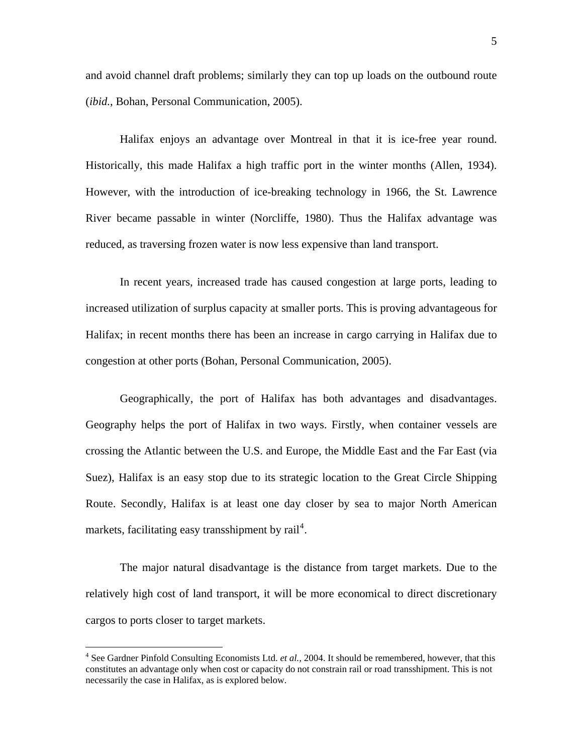and avoid channel draft problems; similarly they can top up loads on the outbound route (*ibid.*, Bohan, Personal Communication, 2005).

Halifax enjoys an advantage over Montreal in that it is ice-free year round. Historically, this made Halifax a high traffic port in the winter months (Allen, 1934). However, with the introduction of ice-breaking technology in 1966, the St. Lawrence River became passable in winter (Norcliffe, 1980). Thus the Halifax advantage was reduced, as traversing frozen water is now less expensive than land transport.

In recent years, increased trade has caused congestion at large ports, leading to increased utilization of surplus capacity at smaller ports. This is proving advantageous for Halifax; in recent months there has been an increase in cargo carrying in Halifax due to congestion at other ports (Bohan, Personal Communication, 2005).

Geographically, the port of Halifax has both advantages and disadvantages. Geography helps the port of Halifax in two ways. Firstly, when container vessels are crossing the Atlantic between the U.S. and Europe, the Middle East and the Far East (via Suez), Halifax is an easy stop due to its strategic location to the Great Circle Shipping Route. Secondly, Halifax is at least one day closer by sea to major North American markets, facilitating easy transshipment by rail[4].

The major natural disadvantage is the distance from target markets. Due to the relatively high cost of land transport, it will be more economical to direct discretionary cargos to ports closer to target markets.

---

[4] See Gardner Pinfold Consulting Economists Ltd. *et al.*, 2004. It should be remembered, however, that this constitutes an advantage only when cost or capacity do not constrain rail or road transshipment. This is not necessarily the case in Halifax, as is explored below.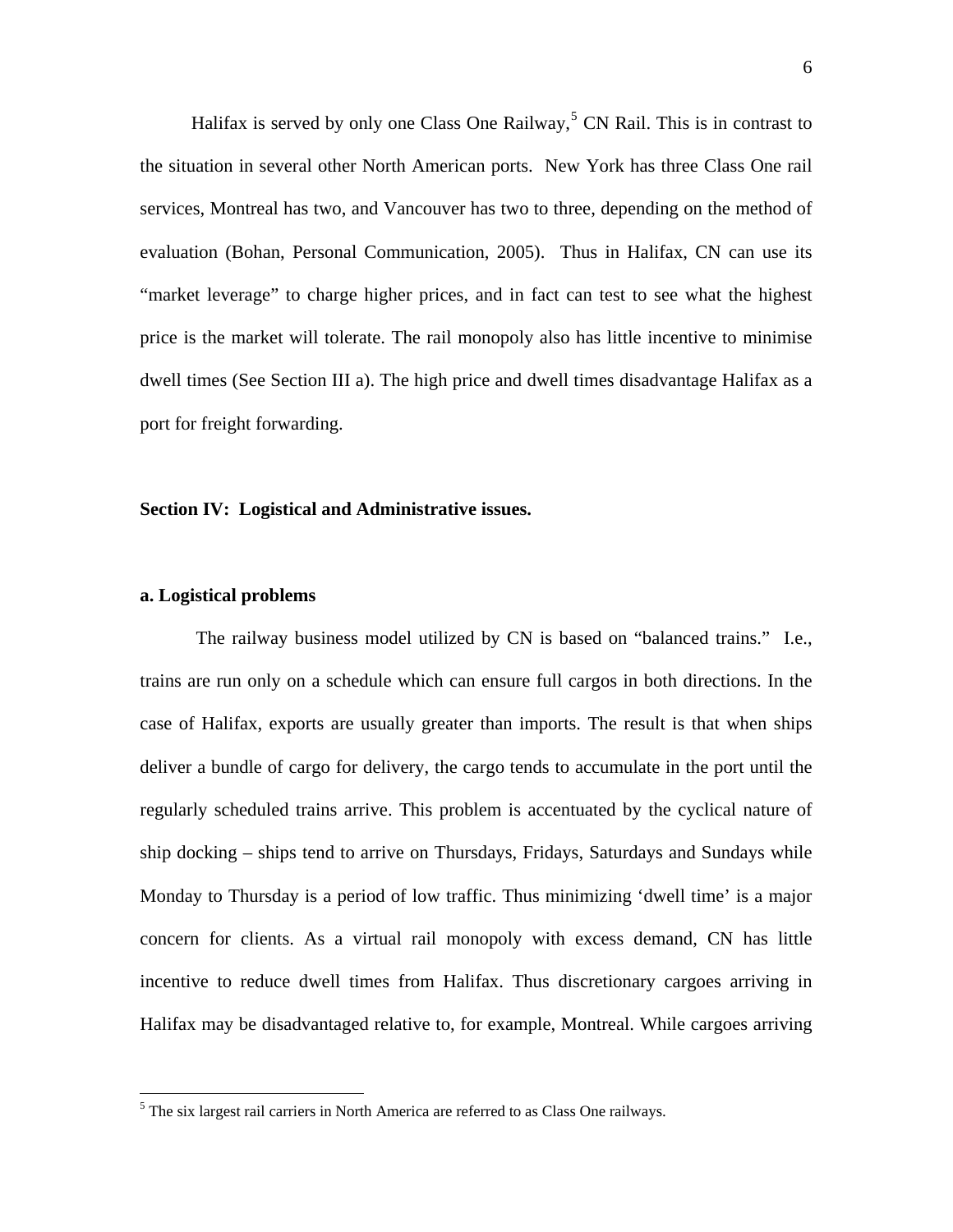Halifax is served by only one Class One Railway,[5] CN Rail. This is in contrast to the situation in several other North American ports. New York has three Class One rail services, Montreal has two, and Vancouver has two to three, depending on the method of evaluation (Bohan, Personal Communication, 2005). Thus in Halifax, CN can use its "market leverage" to charge higher prices, and in fact can test to see what the highest price is the market will tolerate. The rail monopoly also has little incentive to minimise dwell times (See Section III a). The high price and dwell times disadvantage Halifax as a port for freight forwarding.

## Section IV: Logistical and Administrative issues.

### a. Logistical problems

The railway business model utilized by CN is based on "balanced trains." I.e., trains are run only on a schedule which can ensure full cargos in both directions. In the case of Halifax, exports are usually greater than imports. The result is that when ships deliver a bundle of cargo for delivery, the cargo tends to accumulate in the port until the regularly scheduled trains arrive. This problem is accentuated by the cyclical nature of ship docking – ships tend to arrive on Thursdays, Fridays, Saturdays and Sundays while Monday to Thursday is a period of low traffic. Thus minimizing 'dwell time' is a major concern for clients. As a virtual rail monopoly with excess demand, CN has little incentive to reduce dwell times from Halifax. Thus discretionary cargoes arriving in Halifax may be disadvantaged relative to, for example, Montreal. While cargoes arriving

[5] The six largest rail carriers in North America are referred to as Class One railways.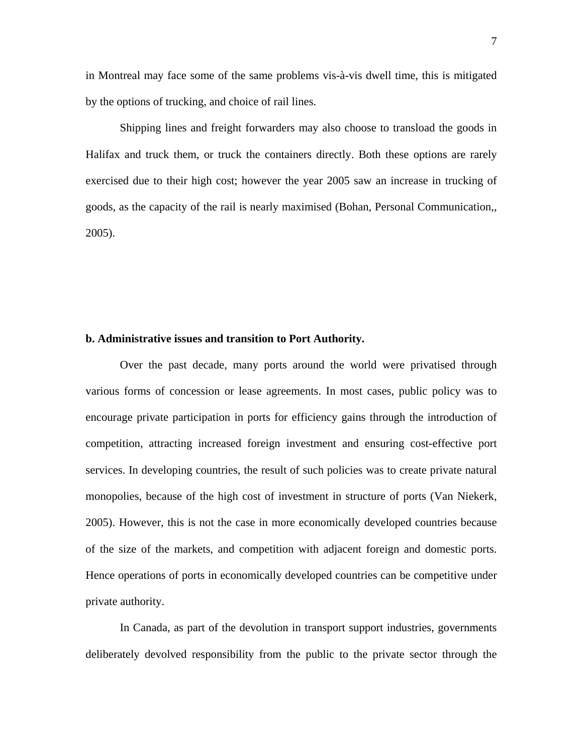in Montreal may face some of the same problems vis-à-vis dwell time, this is mitigated by the options of trucking, and choice of rail lines.

Shipping lines and freight forwarders may also choose to transload the goods in Halifax and truck them, or truck the containers directly. Both these options are rarely exercised due to their high cost; however the year 2005 saw an increase in trucking of goods, as the capacity of the rail is nearly maximised (Bohan, Personal Communication,, 2005).

**b. Administrative issues and transition to Port Authority.**

Over the past decade, many ports around the world were privatised through various forms of concession or lease agreements. In most cases, public policy was to encourage private participation in ports for efficiency gains through the introduction of competition, attracting increased foreign investment and ensuring cost-effective port services. In developing countries, the result of such policies was to create private natural monopolies, because of the high cost of investment in structure of ports (Van Niekerk, 2005). However, this is not the case in more economically developed countries because of the size of the markets, and competition with adjacent foreign and domestic ports. Hence operations of ports in economically developed countries can be competitive under private authority.

In Canada, as part of the devolution in transport support industries, governments deliberately devolved responsibility from the public to the private sector through the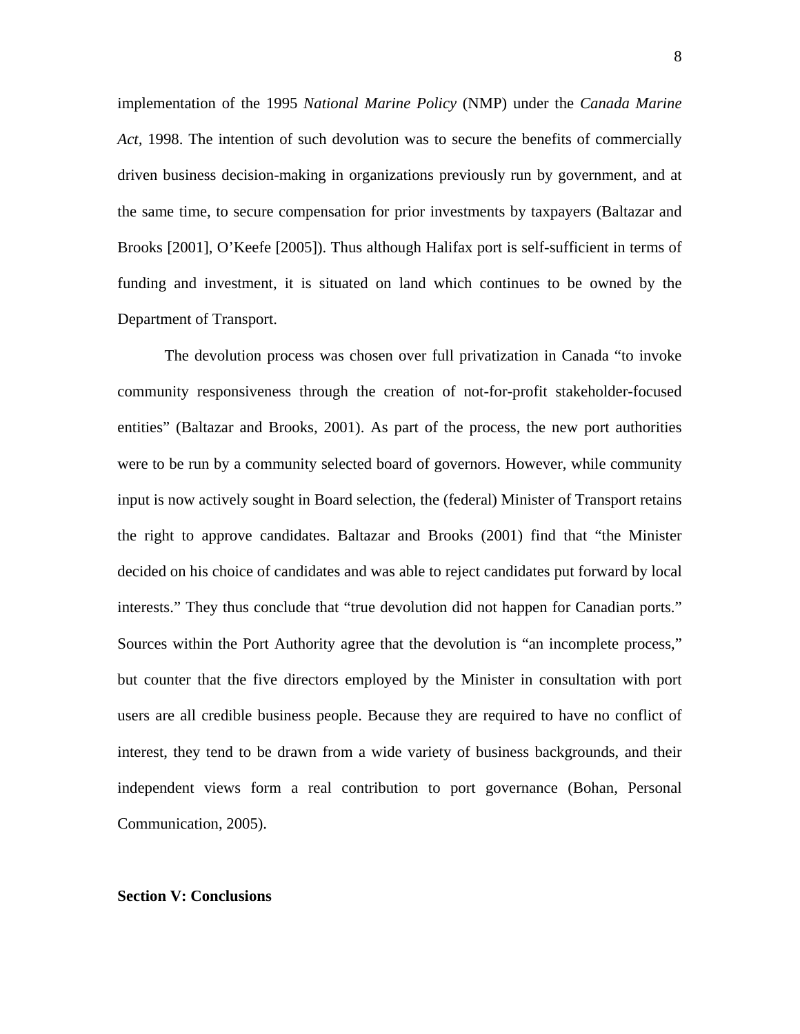implementation of the 1995 *National Marine Policy* (NMP) under the *Canada Marine Act*, 1998. The intention of such devolution was to secure the benefits of commercially driven business decision-making in organizations previously run by government, and at the same time, to secure compensation for prior investments by taxpayers (Baltazar and Brooks [2001], O'Keefe [2005]). Thus although Halifax port is self-sufficient in terms of funding and investment, it is situated on land which continues to be owned by the Department of Transport.

The devolution process was chosen over full privatization in Canada "to invoke community responsiveness through the creation of not-for-profit stakeholder-focused entities" (Baltazar and Brooks, 2001). As part of the process, the new port authorities were to be run by a community selected board of governors. However, while community input is now actively sought in Board selection, the (federal) Minister of Transport retains the right to approve candidates. Baltazar and Brooks (2001) find that "the Minister decided on his choice of candidates and was able to reject candidates put forward by local interests." They thus conclude that "true devolution did not happen for Canadian ports." Sources within the Port Authority agree that the devolution is "an incomplete process," but counter that the five directors employed by the Minister in consultation with port users are all credible business people. Because they are required to have no conflict of interest, they tend to be drawn from a wide variety of business backgrounds, and their independent views form a real contribution to port governance (Bohan, Personal Communication, 2005).

**Section V: Conclusions**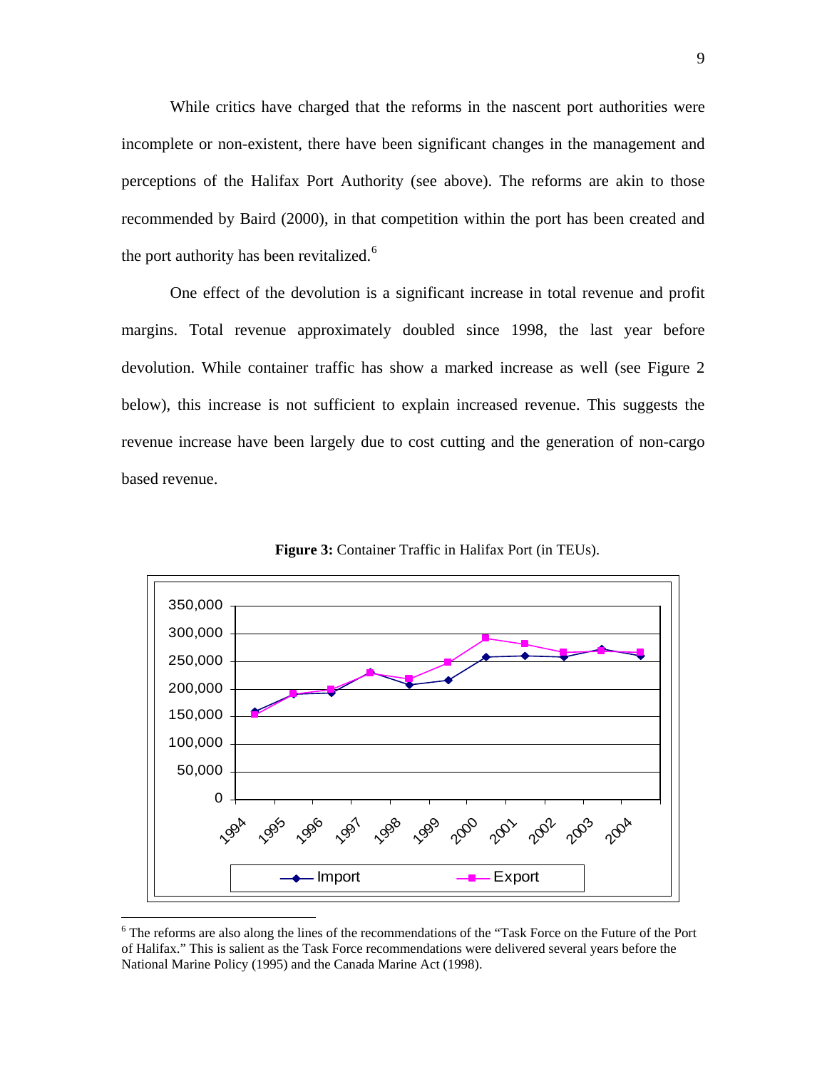While critics have charged that the reforms in the nascent port authorities were incomplete or non-existent, there have been significant changes in the management and perceptions of the Halifax Port Authority (see above). The reforms are akin to those recommended by Baird (2000), in that competition within the port has been created and the port authority has been revitalized.[6]

One effect of the devolution is a significant increase in total revenue and profit margins. Total revenue approximately doubled since 1998, the last year before devolution. While container traffic has show a marked increase as well (see Figure 2 below), this increase is not sufficient to explain increased revenue. This suggests the revenue increase have been largely due to cost cutting and the generation of non-cargo based revenue.

**Figure 3:** Container Traffic in Halifax Port (in TEUs).

350,000
300,000
250,000
200,000
150,000
100,000
50,000
0

1994 1995 1996 1997 1998 1999 2000 2001 2002 2003 2004

Import
Export

[6] The reforms are also along the lines of the recommendations of the "Task Force on the Future of the Port of Halifax." This is salient as the Task Force recommendations were delivered several years before the National Marine Policy (1995) and the Canada Marine Act (1998).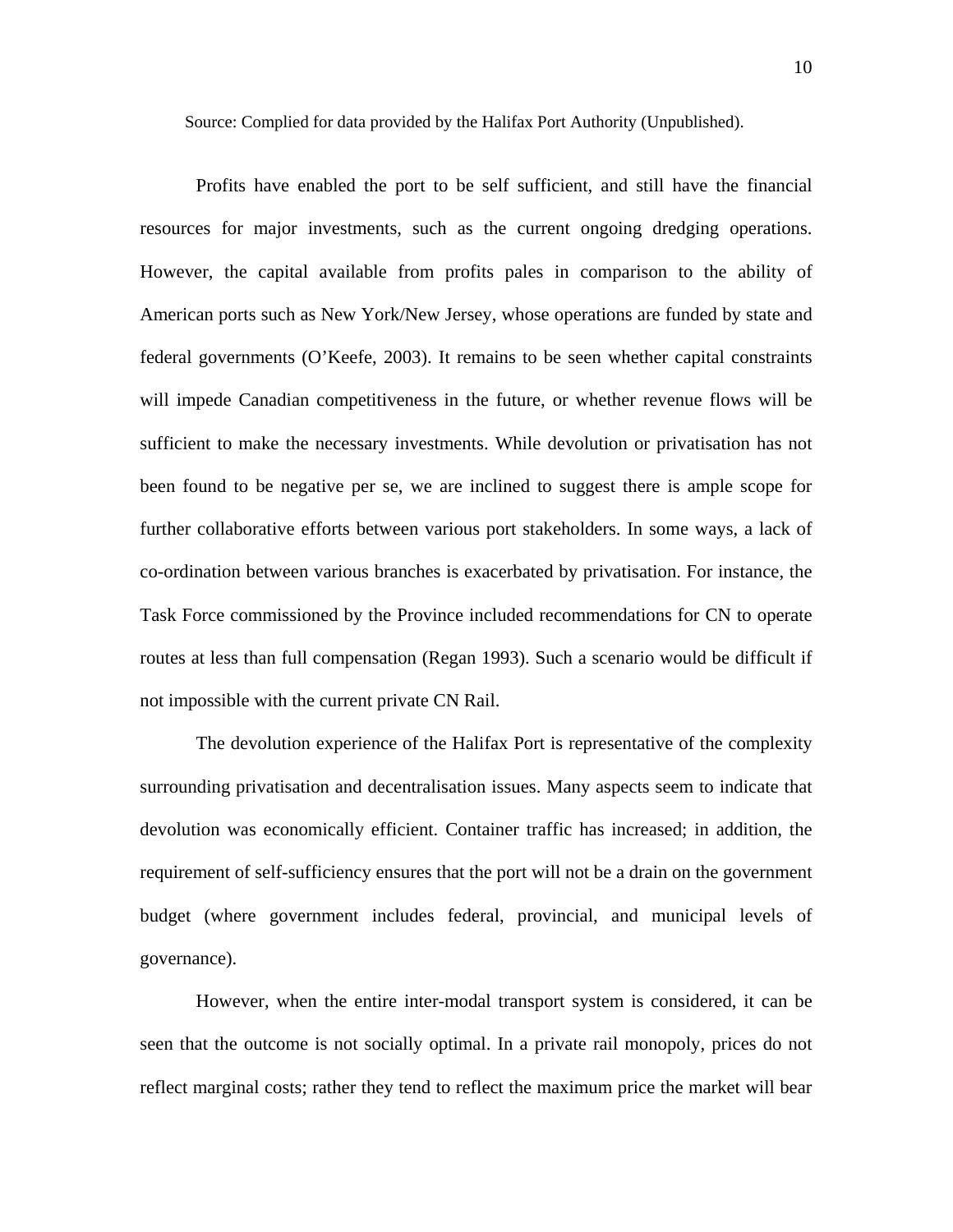Source: Complied for data provided by the Halifax Port Authority (Unpublished).

Profits have enabled the port to be self sufficient, and still have the financial resources for major investments, such as the current ongoing dredging operations. However, the capital available from profits pales in comparison to the ability of American ports such as New York/New Jersey, whose operations are funded by state and federal governments (O'Keefe, 2003). It remains to be seen whether capital constraints will impede Canadian competitiveness in the future, or whether revenue flows will be sufficient to make the necessary investments. While devolution or privatisation has not been found to be negative per se, we are inclined to suggest there is ample scope for further collaborative efforts between various port stakeholders. In some ways, a lack of co-ordination between various branches is exacerbated by privatisation. For instance, the Task Force commissioned by the Province included recommendations for CN to operate routes at less than full compensation (Regan 1993). Such a scenario would be difficult if not impossible with the current private CN Rail.

The devolution experience of the Halifax Port is representative of the complexity surrounding privatisation and decentralisation issues. Many aspects seem to indicate that devolution was economically efficient. Container traffic has increased; in addition, the requirement of self-sufficiency ensures that the port will not be a drain on the government budget (where government includes federal, provincial, and municipal levels of governance).

However, when the entire inter-modal transport system is considered, it can be seen that the outcome is not socially optimal. In a private rail monopoly, prices do not reflect marginal costs; rather they tend to reflect the maximum price the market will bear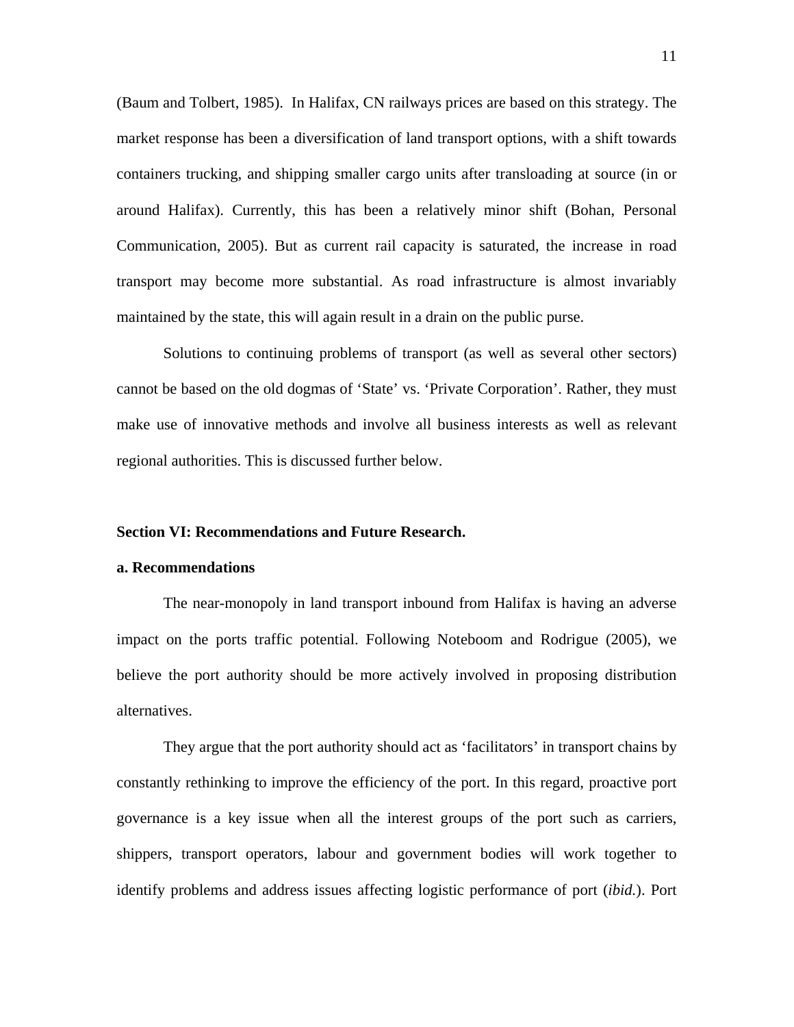(Baum and Tolbert, 1985). In Halifax, CN railways prices are based on this strategy. The market response has been a diversification of land transport options, with a shift towards containers trucking, and shipping smaller cargo units after transloading at source (in or around Halifax). Currently, this has been a relatively minor shift (Bohan, Personal Communication, 2005). But as current rail capacity is saturated, the increase in road transport may become more substantial. As road infrastructure is almost invariably maintained by the state, this will again result in a drain on the public purse.

Solutions to continuing problems of transport (as well as several other sectors) cannot be based on the old dogmas of 'State' vs. 'Private Corporation'. Rather, they must make use of innovative methods and involve all business interests as well as relevant regional authorities. This is discussed further below.

## Section VI: Recommendations and Future Research.

### a. Recommendations

The near-monopoly in land transport inbound from Halifax is having an adverse impact on the ports traffic potential. Following Noteboom and Rodrigue (2005), we believe the port authority should be more actively involved in proposing distribution alternatives.

They argue that the port authority should act as 'facilitators' in transport chains by constantly rethinking to improve the efficiency of the port. In this regard, proactive port governance is a key issue when all the interest groups of the port such as carriers, shippers, transport operators, labour and government bodies will work together to identify problems and address issues affecting logistic performance of port (*ibid.*). Port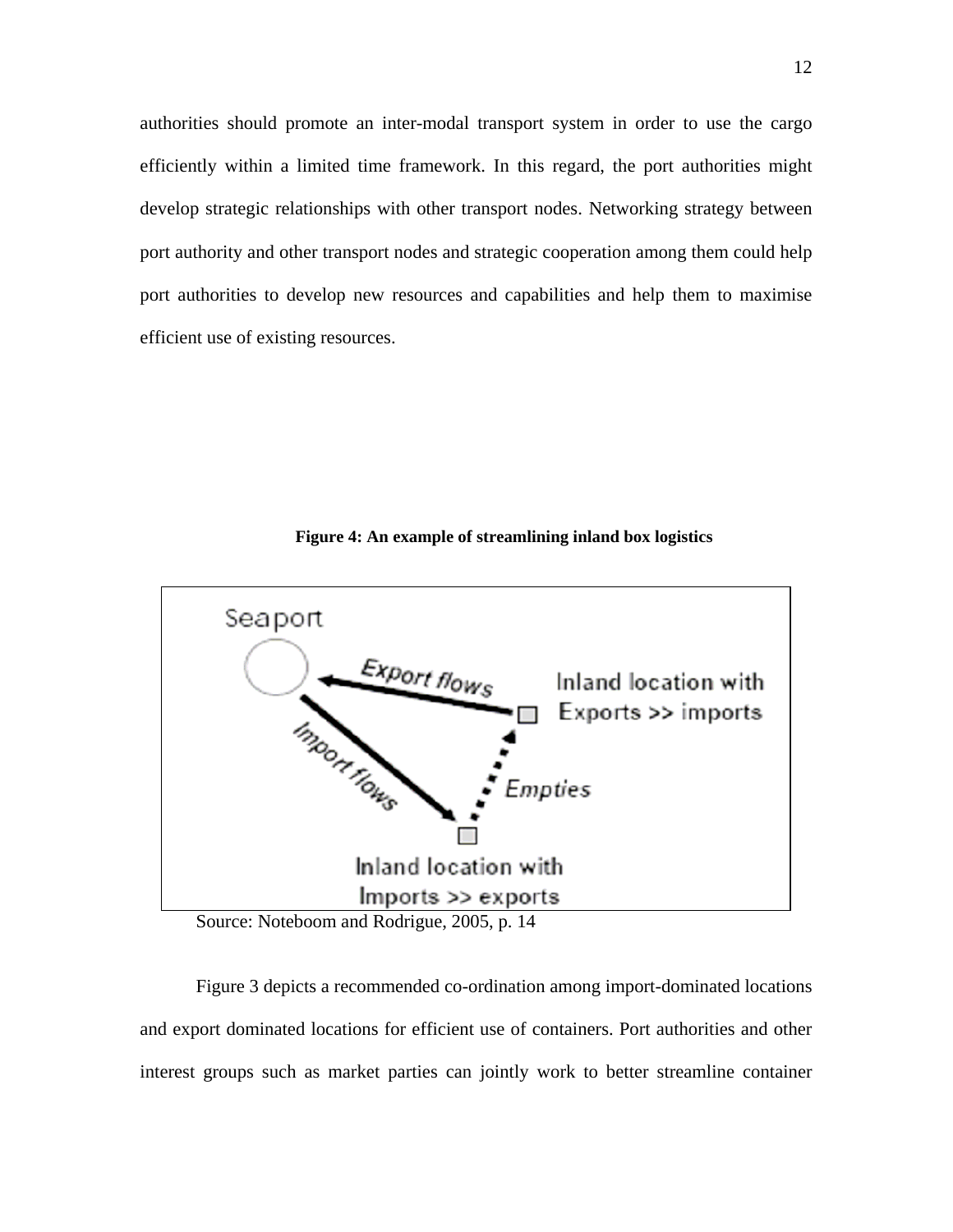authorities should promote an inter-modal transport system in order to use the cargo efficiently within a limited time framework. In this regard, the port authorities might develop strategic relationships with other transport nodes. Networking strategy between port authority and other transport nodes and strategic cooperation among them could help port authorities to develop new resources and capabilities and help them to maximise efficient use of existing resources.

**Figure 4: An example of streamlining inland box logistics**

Seaport

Export flows

Inland location with
Exports >> imports

Import flows

Empties

Inland location with
Imports >> exports

Source: Noteboom and Rodrigue, 2005, p. 14

Figure 3 depicts a recommended co-ordination among import-dominated locations and export dominated locations for efficient use of containers. Port authorities and other interest groups such as market parties can jointly work to better streamline container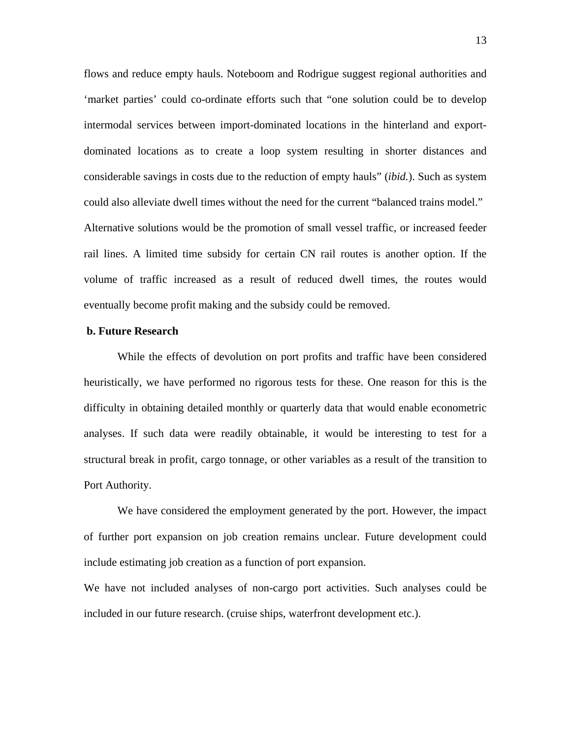flows and reduce empty hauls. Noteboom and Rodrigue suggest regional authorities and 'market parties' could co-ordinate efforts such that "one solution could be to develop intermodal services between import-dominated locations in the hinterland and export-dominated locations as to create a loop system resulting in shorter distances and considerable savings in costs due to the reduction of empty hauls" (*ibid.*). Such as system could also alleviate dwell times without the need for the current "balanced trains model."

Alternative solutions would be the promotion of small vessel traffic, or increased feeder rail lines. A limited time subsidy for certain CN rail routes is another option. If the volume of traffic increased as a result of reduced dwell times, the routes would eventually become profit making and the subsidy could be removed.

**b. Future Research**

While the effects of devolution on port profits and traffic have been considered heuristically, we have performed no rigorous tests for these. One reason for this is the difficulty in obtaining detailed monthly or quarterly data that would enable econometric analyses. If such data were readily obtainable, it would be interesting to test for a structural break in profit, cargo tonnage, or other variables as a result of the transition to Port Authority.

We have considered the employment generated by the port. However, the impact of further port expansion on job creation remains unclear. Future development could include estimating job creation as a function of port expansion.

We have not included analyses of non-cargo port activities. Such analyses could be included in our future research. (cruise ships, waterfront development etc.).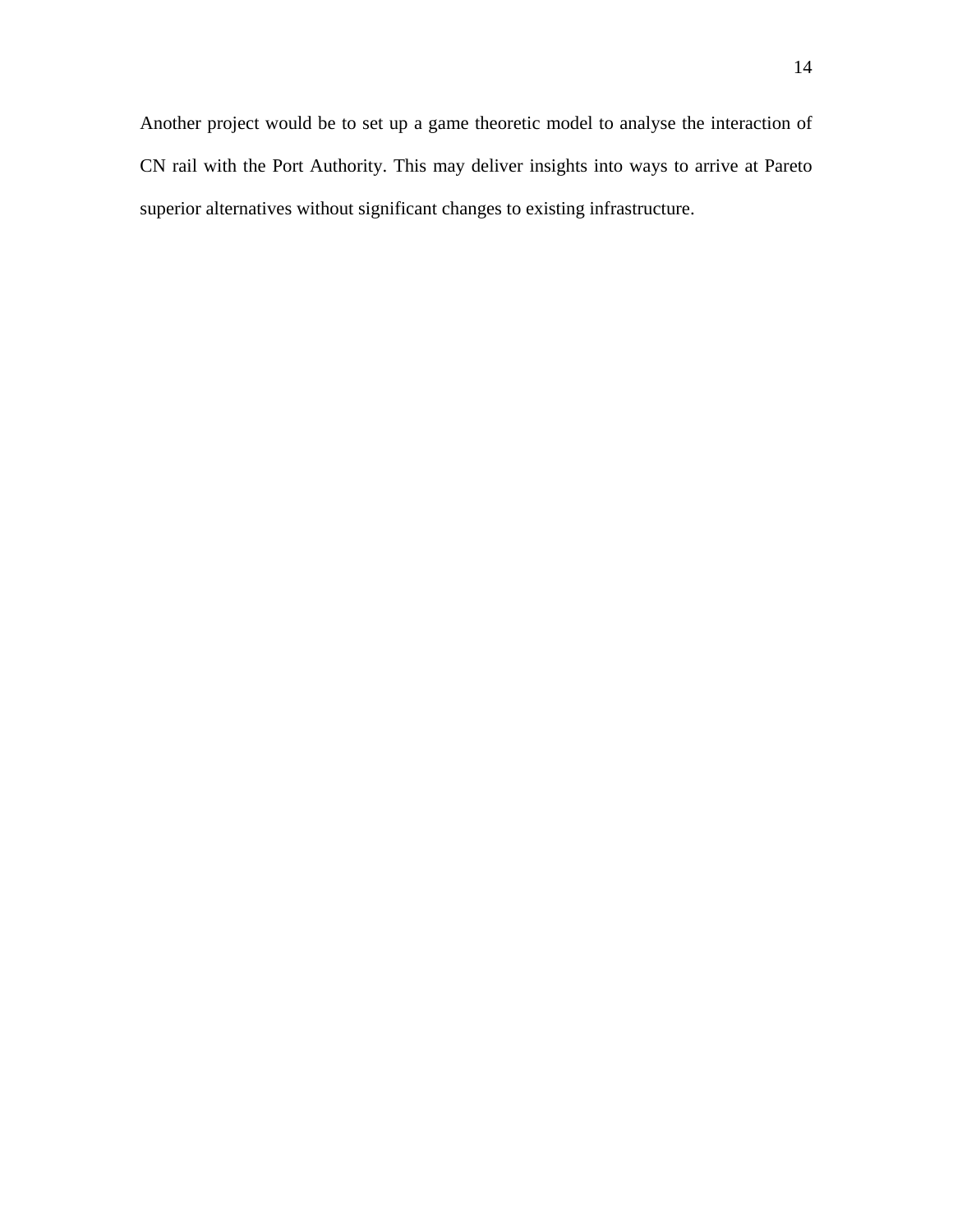Another project would be to set up a game theoretic model to analyse the interaction of CN rail with the Port Authority. This may deliver insights into ways to arrive at Pareto superior alternatives without significant changes to existing infrastructure.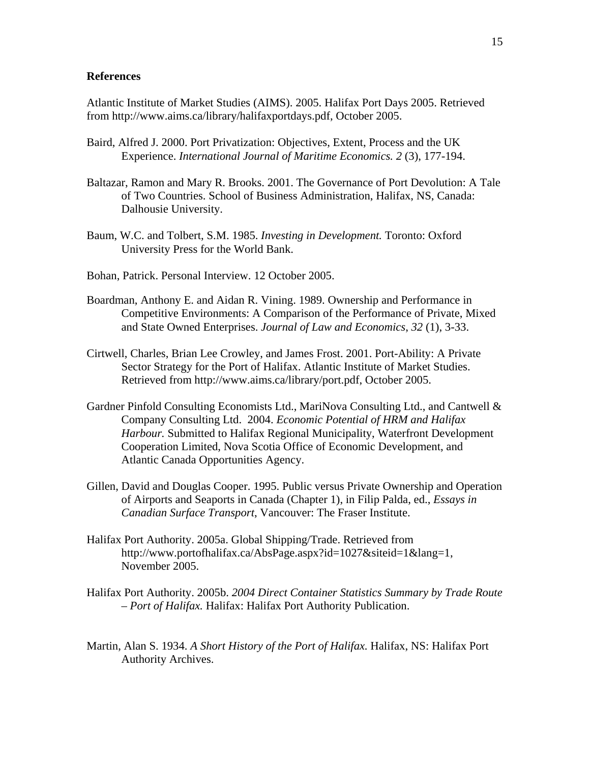**References**

Atlantic Institute of Market Studies (AIMS). 2005. Halifax Port Days 2005. Retrieved from http://www.aims.ca/library/halifaxportdays.pdf, October 2005.

Baird, Alfred J. 2000. Port Privatization: Objectives, Extent, Process and the UK Experience. *International Journal of Maritime Economics. 2* (3), 177-194.

Baltazar, Ramon and Mary R. Brooks. 2001. The Governance of Port Devolution: A Tale of Two Countries. School of Business Administration, Halifax, NS, Canada: Dalhousie University.

Baum, W.C. and Tolbert, S.M. 1985. *Investing in Development.* Toronto: Oxford University Press for the World Bank.

Bohan, Patrick. Personal Interview. 12 October 2005.

Boardman, Anthony E. and Aidan R. Vining. 1989. Ownership and Performance in Competitive Environments: A Comparison of the Performance of Private, Mixed and State Owned Enterprises. *Journal of Law and Economics*, *32* (1), 3-33.

Cirtwell, Charles, Brian Lee Crowley, and James Frost. 2001. Port-Ability: A Private Sector Strategy for the Port of Halifax. Atlantic Institute of Market Studies. Retrieved from http://www.aims.ca/library/port.pdf, October 2005.

Gardner Pinfold Consulting Economists Ltd., MariNova Consulting Ltd., and Cantwell & Company Consulting Ltd. 2004. *Economic Potential of HRM and Halifax Harbour.* Submitted to Halifax Regional Municipality, Waterfront Development Cooperation Limited, Nova Scotia Office of Economic Development, and Atlantic Canada Opportunities Agency.

Gillen, David and Douglas Cooper. 1995. Public versus Private Ownership and Operation of Airports and Seaports in Canada (Chapter 1), in Filip Palda, ed., *Essays in Canadian Surface Transport*, Vancouver: The Fraser Institute.

Halifax Port Authority. 2005a. Global Shipping/Trade. Retrieved from http://www.portofhalifax.ca/AbsPage.aspx?id=1027&siteid=1&lang=1, November 2005.

Halifax Port Authority. 2005b. *2004 Direct Container Statistics Summary by Trade Route – Port of Halifax.* Halifax: Halifax Port Authority Publication.

Martin, Alan S. 1934. *A Short History of the Port of Halifax.* Halifax, NS: Halifax Port Authority Archives.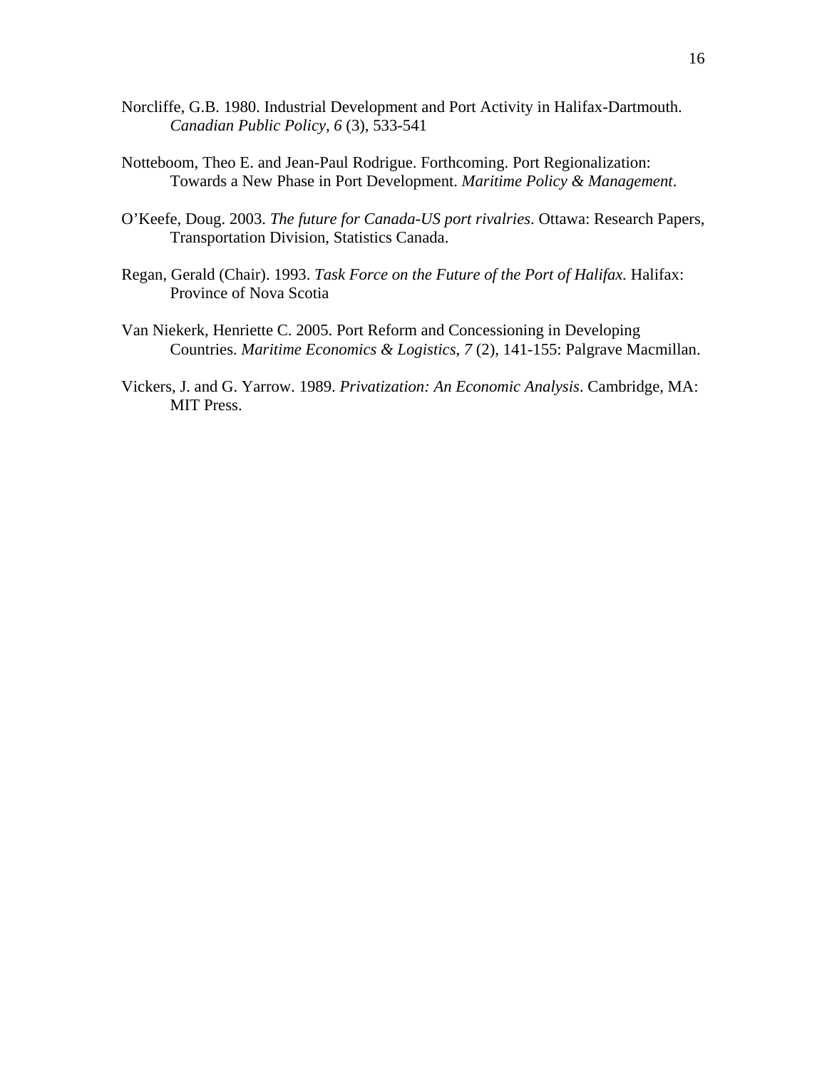Norcliffe, G.B. 1980. Industrial Development and Port Activity in Halifax-Dartmouth. *Canadian Public Policy*, *6* (3), 533-541

Notteboom, Theo E. and Jean-Paul Rodrigue. Forthcoming. Port Regionalization: Towards a New Phase in Port Development. *Maritime Policy & Management*.

O'Keefe, Doug. 2003. *The future for Canada-US port rivalries*. Ottawa: Research Papers, Transportation Division, Statistics Canada.

Regan, Gerald (Chair). 1993. *Task Force on the Future of the Port of Halifax.* Halifax: Province of Nova Scotia

Van Niekerk, Henriette C. 2005. Port Reform and Concessioning in Developing Countries. *Maritime Economics & Logistics*, *7* (2), 141-155: Palgrave Macmillan.

Vickers, J. and G. Yarrow. 1989. *Privatization: An Economic Analysis*. Cambridge, MA: MIT Press.